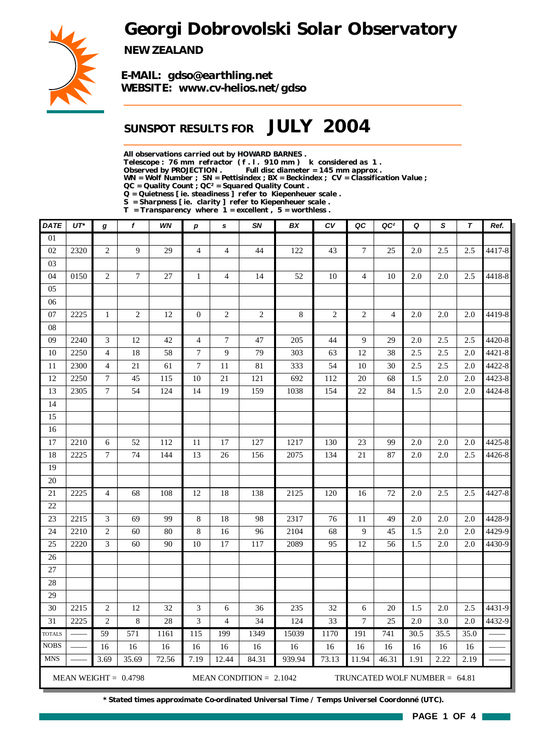# Georgi Dobrovolski Solar Observatory

**NEW ZEALAND**

**E-MAIL: gdso@earthling.net**
**WEBSITE: www.cv-helios.net/gdso**

## SUNSPOT RESULTS FOR JULY 2004

**All observations carried out by HOWARD BARNES .**
**Telescope : 76 mm refractor ( f . l . 910 mm ) k considered as 1 .**
**Observed by PROJECTION . Full disc diameter = 145 mm approx .**
**WN = Wolf Number ; SN = Pettisindex ; BX = Beckindex ; CV = Classification Value ;**
**QC = Quality Count ; QC² = Squared Quality Count .**
**Q = Quietness [ ie. steadiness ] refer to Kiepenheuer scale .**
**S = Sharpness [ ie. clarity ] refer to Kiepenheuer scale .**
**T = Transparency where 1 = excellent , 5 = worthless .**

| DATE | UT* | g | f | WN | p | s | SN | BX | CV | QC | QC² | Q | S | T | Ref. |
|---|---|---|---|---|---|---|---|---|---|---|---|---|---|---|---|
| 01 | | | | | | | | | | | | | | | |
| 02 | 2320 | 2 | 9 | 29 | 4 | 4 | 44 | 122 | 43 | 7 | 25 | 2.0 | 2.5 | 2.5 | 4417-8 |
| 03 | | | | | | | | | | | | | | | |
| 04 | 0150 | 2 | 7 | 27 | 1 | 4 | 14 | 52 | 10 | 4 | 10 | 2.0 | 2.0 | 2.5 | 4418-8 |
| 05 | | | | | | | | | | | | | | | |
| 06 | | | | | | | | | | | | | | | |
| 07 | 2225 | 1 | 2 | 12 | 0 | 2 | 2 | 8 | 2 | 2 | 4 | 2.0 | 2.0 | 2.0 | 4419-8 |
| 08 | | | | | | | | | | | | | | | |
| 09 | 2240 | 3 | 12 | 42 | 4 | 7 | 47 | 205 | 44 | 9 | 29 | 2.0 | 2.5 | 2.5 | 4420-8 |
| 10 | 2250 | 4 | 18 | 58 | 7 | 9 | 79 | 303 | 63 | 12 | 38 | 2.5 | 2.5 | 2.0 | 4421-8 |
| 11 | 2300 | 4 | 21 | 61 | 7 | 11 | 81 | 333 | 54 | 10 | 30 | 2.5 | 2.5 | 2.0 | 4422-8 |
| 12 | 2250 | 7 | 45 | 115 | 10 | 21 | 121 | 692 | 112 | 20 | 68 | 1.5 | 2.0 | 2.0 | 4423-8 |
| 13 | 2305 | 7 | 54 | 124 | 14 | 19 | 159 | 1038 | 154 | 22 | 84 | 1.5 | 2.0 | 2.0 | 4424-8 |
| 14 | | | | | | | | | | | | | | | |
| 15 | | | | | | | | | | | | | | | |
| 16 | | | | | | | | | | | | | | | |
| 17 | 2210 | 6 | 52 | 112 | 11 | 17 | 127 | 1217 | 130 | 23 | 99 | 2.0 | 2.0 | 2.0 | 4425-8 |
| 18 | 2225 | 7 | 74 | 144 | 13 | 26 | 156 | 2075 | 134 | 21 | 87 | 2.0 | 2.0 | 2.5 | 4426-8 |
| 19 | | | | | | | | | | | | | | | |
| 20 | | | | | | | | | | | | | | | |
| 21 | 2225 | 4 | 68 | 108 | 12 | 18 | 138 | 2125 | 120 | 16 | 72 | 2.0 | 2.5 | 2.5 | 4427-8 |
| 22 | | | | | | | | | | | | | | | |
| 23 | 2215 | 3 | 69 | 99 | 8 | 18 | 98 | 2317 | 76 | 11 | 49 | 2.0 | 2.0 | 2.0 | 4428-9 |
| 24 | 2210 | 2 | 60 | 80 | 8 | 16 | 96 | 2104 | 68 | 9 | 45 | 1.5 | 2.0 | 2.0 | 4429-9 |
| 25 | 2220 | 3 | 60 | 90 | 10 | 17 | 117 | 2089 | 95 | 12 | 56 | 1.5 | 2.0 | 2.0 | 4430-9 |
| 26 | | | | | | | | | | | | | | | |
| 27 | | | | | | | | | | | | | | | |
| 28 | | | | | | | | | | | | | | | |
| 29 | | | | | | | | | | | | | | | |
| 30 | 2215 | 2 | 12 | 32 | 3 | 6 | 36 | 235 | 32 | 6 | 20 | 1.5 | 2.0 | 2.5 | 4431-9 |
| 31 | 2225 | 2 | 8 | 28 | 3 | 4 | 34 | 124 | 33 | 7 | 25 | 2.0 | 3.0 | 2.0 | 4432-9 |
| TOTALS | —— | 59 | 571 | 1161 | 115 | 199 | 1349 | 15039 | 1170 | 191 | 741 | 30.5 | 35.5 | 35.0 | —— |
| NOBS | —— | 16 | 16 | 16 | 16 | 16 | 16 | 16 | 16 | 16 | 16 | 16 | 16 | 16 | —— |
| MNS | —— | 3.69 | 35.69 | 72.56 | 7.19 | 12.44 | 84.31 | 939.94 | 73.13 | 11.94 | 46.31 | 1.91 | 2.22 | 2.19 | —— |

MEAN WEIGHT = 0.4798 MEAN CONDITION = 2.1042 TRUNCATED WOLF NUMBER = 64.81

**\* Stated times approximate Co-ordinated Universal Time / Temps Universel Coordonné (UTC).**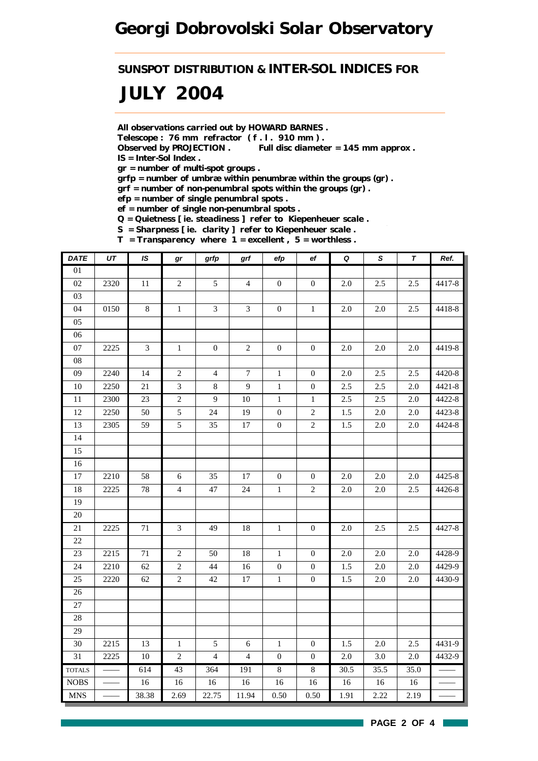# Georgi Dobrovolski Solar Observatory

## SUNSPOT DISTRIBUTION & INTER-SOL INDICES FOR

# JULY 2004

**All observations carried out by HOWARD BARNES .**
**Telescope : 76 mm refractor ( f . l . 910 mm ) .**
**Observed by PROJECTION .          Full disc diameter = 145 mm approx .**
**IS = Inter-Sol Index .**
**gr = number of multi-spot groups .**
**grfp = number of umbræ within penumbræ within the groups (gr) .**
**grf = number of non-penumbral spots within the groups (gr) .**
**efp = number of single penumbral spots .**
**ef = number of single non-penumbral spots .**
**Q = Quietness [ ie. steadiness ] refer to Kiepenheuer scale .**
**S = Sharpness [ ie. clarity ] refer to Kiepenheuer scale .**
**T = Transparency where 1 = excellent , 5 = worthless .**

| DATE | UT | IS | gr | grfp | grf | efp | ef | Q | S | T | Ref. |
|---|---|---|---|---|---|---|---|---|---|---|---|
| 01 | | | | | | | | | | | |
| 02 | 2320 | 11 | 2 | 5 | 4 | 0 | 0 | 2.0 | 2.5 | 2.5 | 4417-8 |
| 03 | | | | | | | | | | | |
| 04 | 0150 | 8 | 1 | 3 | 3 | 0 | 1 | 2.0 | 2.0 | 2.5 | 4418-8 |
| 05 | | | | | | | | | | | |
| 06 | | | | | | | | | | | |
| 07 | 2225 | 3 | 1 | 0 | 2 | 0 | 0 | 2.0 | 2.0 | 2.0 | 4419-8 |
| 08 | | | | | | | | | | | |
| 09 | 2240 | 14 | 2 | 4 | 7 | 1 | 0 | 2.0 | 2.5 | 2.5 | 4420-8 |
| 10 | 2250 | 21 | 3 | 8 | 9 | 1 | 0 | 2.5 | 2.5 | 2.0 | 4421-8 |
| 11 | 2300 | 23 | 2 | 9 | 10 | 1 | 1 | 2.5 | 2.5 | 2.0 | 4422-8 |
| 12 | 2250 | 50 | 5 | 24 | 19 | 0 | 2 | 1.5 | 2.0 | 2.0 | 4423-8 |
| 13 | 2305 | 59 | 5 | 35 | 17 | 0 | 2 | 1.5 | 2.0 | 2.0 | 4424-8 |
| 14 | | | | | | | | | | | |
| 15 | | | | | | | | | | | |
| 16 | | | | | | | | | | | |
| 17 | 2210 | 58 | 6 | 35 | 17 | 0 | 0 | 2.0 | 2.0 | 2.0 | 4425-8 |
| 18 | 2225 | 78 | 4 | 47 | 24 | 1 | 2 | 2.0 | 2.0 | 2.5 | 4426-8 |
| 19 | | | | | | | | | | | |
| 20 | | | | | | | | | | | |
| 21 | 2225 | 71 | 3 | 49 | 18 | 1 | 0 | 2.0 | 2.5 | 2.5 | 4427-8 |
| 22 | | | | | | | | | | | |
| 23 | 2215 | 71 | 2 | 50 | 18 | 1 | 0 | 2.0 | 2.0 | 2.0 | 4428-9 |
| 24 | 2210 | 62 | 2 | 44 | 16 | 0 | 0 | 1.5 | 2.0 | 2.0 | 4429-9 |
| 25 | 2220 | 62 | 2 | 42 | 17 | 1 | 0 | 1.5 | 2.0 | 2.0 | 4430-9 |
| 26 | | | | | | | | | | | |
| 27 | | | | | | | | | | | |
| 28 | | | | | | | | | | | |
| 29 | | | | | | | | | | | |
| 30 | 2215 | 13 | 1 | 5 | 6 | 1 | 0 | 1.5 | 2.0 | 2.5 | 4431-9 |
| 31 | 2225 | 10 | 2 | 4 | 4 | 0 | 0 | 2.0 | 3.0 | 2.0 | 4432-9 |
| TOTALS | —— | 614 | 43 | 364 | 191 | 8 | 8 | 30.5 | 35.5 | 35.0 | —— |
| NOBS | —— | 16 | 16 | 16 | 16 | 16 | 16 | 16 | 16 | 16 | —— |
| MNS | —— | 38.38 | 2.69 | 22.75 | 11.94 | 0.50 | 0.50 | 1.91 | 2.22 | 2.19 | —— |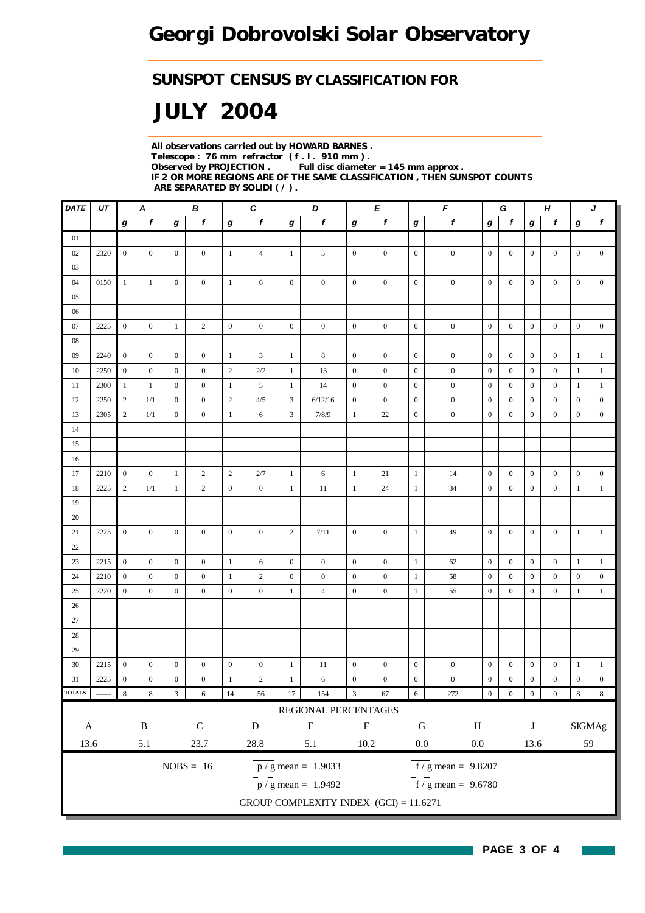# Georgi Dobrovolski Solar Observatory

## SUNSPOT CENSUS BY CLASSIFICATION FOR

# JULY 2004

**All observations carried out by HOWARD BARNES .**
**Telescope : 76 mm refractor ( f . l . 910 mm ) .**
**Observed by PROJECTION . Full disc diameter = 145 mm approx .**
**IF 2 OR MORE REGIONS ARE OF THE SAME CLASSIFICATION , THEN SUNSPOT COUNTS ARE SEPARATED BY SOLIDI ( / ) .**

| DATE | UT | A | | B | | C | | D | | E | | F | | G | | H | | J | |
|---|---|---|---|---|---|---|---|---|---|---|---|---|---|---|---|---|---|---|---|
| | | g | f | g | f | g | f | g | f | g | f | g | f | g | f | g | f | g | f |
| 01 | | | | | | | | | | | | | | | | | | | |
| 02 | 2320 | 0 | 0 | 0 | 0 | 1 | 4 | 1 | 5 | 0 | 0 | 0 | 0 | 0 | 0 | 0 | 0 | 0 | 0 |
| 03 | | | | | | | | | | | | | | | | | | | |
| 04 | 0150 | 1 | 1 | 0 | 0 | 1 | 6 | 0 | 0 | 0 | 0 | 0 | 0 | 0 | 0 | 0 | 0 | 0 | 0 |
| 05 | | | | | | | | | | | | | | | | | | | |
| 06 | | | | | | | | | | | | | | | | | | | |
| 07 | 2225 | 0 | 0 | 1 | 2 | 0 | 0 | 0 | 0 | 0 | 0 | 0 | 0 | 0 | 0 | 0 | 0 | 0 | 0 |
| 08 | | | | | | | | | | | | | | | | | | | |
| 09 | 2240 | 0 | 0 | 0 | 0 | 1 | 3 | 1 | 8 | 0 | 0 | 0 | 0 | 0 | 0 | 0 | 0 | 1 | 1 |
| 10 | 2250 | 0 | 0 | 0 | 0 | 2 | 2/2 | 1 | 13 | 0 | 0 | 0 | 0 | 0 | 0 | 0 | 0 | 1 | 1 |
| 11 | 2300 | 1 | 1 | 0 | 0 | 1 | 5 | 1 | 14 | 0 | 0 | 0 | 0 | 0 | 0 | 0 | 0 | 1 | 1 |
| 12 | 2250 | 2 | 1/1 | 0 | 0 | 2 | 4/5 | 3 | 6/12/16 | 0 | 0 | 0 | 0 | 0 | 0 | 0 | 0 | 0 | 0 |
| 13 | 2305 | 2 | 1/1 | 0 | 0 | 1 | 6 | 3 | 7/8/9 | 1 | 22 | 0 | 0 | 0 | 0 | 0 | 0 | 0 | 0 |
| 14 | | | | | | | | | | | | | | | | | | | |
| 15 | | | | | | | | | | | | | | | | | | | |
| 16 | | | | | | | | | | | | | | | | | | | |
| 17 | 2210 | 0 | 0 | 1 | 2 | 2 | 2/7 | 1 | 6 | 1 | 21 | 1 | 14 | 0 | 0 | 0 | 0 | 0 | 0 |
| 18 | 2225 | 2 | 1/1 | 1 | 2 | 0 | 0 | 1 | 11 | 1 | 24 | 1 | 34 | 0 | 0 | 0 | 0 | 1 | 1 |
| 19 | | | | | | | | | | | | | | | | | | | |
| 20 | | | | | | | | | | | | | | | | | | | |
| 21 | 2225 | 0 | 0 | 0 | 0 | 0 | 0 | 2 | 7/11 | 0 | 0 | 1 | 49 | 0 | 0 | 0 | 0 | 1 | 1 |
| 22 | | | | | | | | | | | | | | | | | | | |
| 23 | 2215 | 0 | 0 | 0 | 0 | 1 | 6 | 0 | 0 | 0 | 0 | 1 | 62 | 0 | 0 | 0 | 0 | 1 | 1 |
| 24 | 2210 | 0 | 0 | 0 | 0 | 1 | 2 | 0 | 0 | 0 | 0 | 1 | 58 | 0 | 0 | 0 | 0 | 0 | 0 |
| 25 | 2220 | 0 | 0 | 0 | 0 | 0 | 0 | 1 | 4 | 0 | 0 | 1 | 55 | 0 | 0 | 0 | 0 | 1 | 1 |
| 26 | | | | | | | | | | | | | | | | | | | |
| 27 | | | | | | | | | | | | | | | | | | | |
| 28 | | | | | | | | | | | | | | | | | | | |
| 29 | | | | | | | | | | | | | | | | | | | |
| 30 | 2215 | 0 | 0 | 0 | 0 | 0 | 0 | 1 | 11 | 0 | 0 | 0 | 0 | 0 | 0 | 0 | 0 | 1 | 1 |
| 31 | 2225 | 0 | 0 | 0 | 0 | 1 | 2 | 1 | 6 | 0 | 0 | 0 | 0 | 0 | 0 | 0 | 0 | 0 | 0 |
| TOTALS | —— | 8 | 8 | 3 | 6 | 14 | 56 | 17 | 154 | 3 | 67 | 6 | 272 | 0 | 0 | 0 | 0 | 8 | 8 |

REGIONAL PERCENTAGES

| A | B | C | D | E | F | G | H | J | SIGMAg |
|---|---|---|---|---|---|---|---|---|---|
| 13.6 | 5.1 | 23.7 | 28.8 | 5.1 | 10.2 | 0.0 | 0.0 | 13.6 | 59 |

NOBS = 16

$\overline{p/g}$ mean = 1.9033

$\overline{f/g}$ mean = 9.8207

$\bar{p}/\bar{g}$ mean = 1.9492

$\bar{f}/\bar{g}$ mean = 9.6780

GROUP COMPLEXITY INDEX (GCI) = 11.6271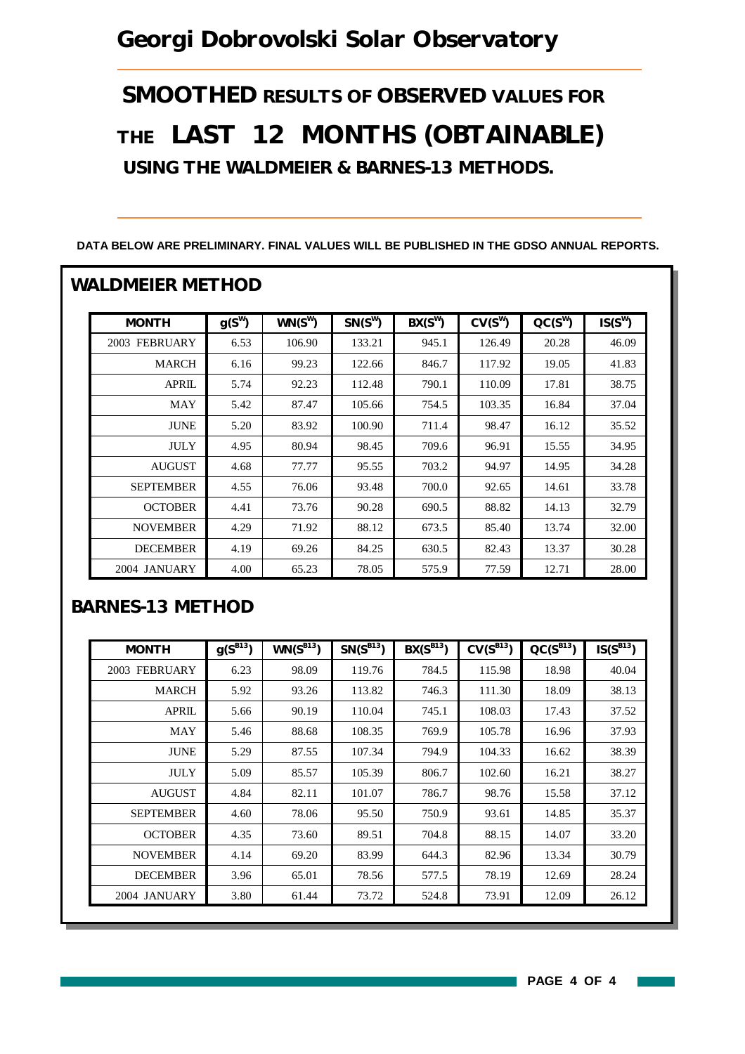# Georgi Dobrovolski Solar Observatory

## SMOOTHED RESULTS OF OBSERVED VALUES FOR THE LAST 12 MONTHS (OBTAINABLE) USING THE WALDMEIER & BARNES-13 METHODS.

**DATA BELOW ARE PRELIMINARY. FINAL VALUES WILL BE PUBLISHED IN THE GDSO ANNUAL REPORTS.**

## WALDMEIER METHOD

| MONTH | $g(S^W)$ | $WN(S^W)$ | $SN(S^W)$ | $BX(S^W)$ | $CV(S^W)$ | $QC(S^W)$ | $IS(S^W)$ |
|---|---|---|---|---|---|---|---|
| 2003 FEBRUARY | 6.53 | 106.90 | 133.21 | 945.1 | 126.49 | 20.28 | 46.09 |
| MARCH | 6.16 | 99.23 | 122.66 | 846.7 | 117.92 | 19.05 | 41.83 |
| APRIL | 5.74 | 92.23 | 112.48 | 790.1 | 110.09 | 17.81 | 38.75 |
| MAY | 5.42 | 87.47 | 105.66 | 754.5 | 103.35 | 16.84 | 37.04 |
| JUNE | 5.20 | 83.92 | 100.90 | 711.4 | 98.47 | 16.12 | 35.52 |
| JULY | 4.95 | 80.94 | 98.45 | 709.6 | 96.91 | 15.55 | 34.95 |
| AUGUST | 4.68 | 77.77 | 95.55 | 703.2 | 94.97 | 14.95 | 34.28 |
| SEPTEMBER | 4.55 | 76.06 | 93.48 | 700.0 | 92.65 | 14.61 | 33.78 |
| OCTOBER | 4.41 | 73.76 | 90.28 | 690.5 | 88.82 | 14.13 | 32.79 |
| NOVEMBER | 4.29 | 71.92 | 88.12 | 673.5 | 85.40 | 13.74 | 32.00 |
| DECEMBER | 4.19 | 69.26 | 84.25 | 630.5 | 82.43 | 13.37 | 30.28 |
| 2004 JANUARY | 4.00 | 65.23 | 78.05 | 575.9 | 77.59 | 12.71 | 28.00 |

## BARNES-13 METHOD

| MONTH | $g(S^{B13})$ | $WN(S^{B13})$ | $SN(S^{B13})$ | $BX(S^{B13})$ | $CV(S^{B13})$ | $QC(S^{B13})$ | $IS(S^{B13})$ |
|---|---|---|---|---|---|---|---|
| 2003 FEBRUARY | 6.23 | 98.09 | 119.76 | 784.5 | 115.98 | 18.98 | 40.04 |
| MARCH | 5.92 | 93.26 | 113.82 | 746.3 | 111.30 | 18.09 | 38.13 |
| APRIL | 5.66 | 90.19 | 110.04 | 745.1 | 108.03 | 17.43 | 37.52 |
| MAY | 5.46 | 88.68 | 108.35 | 769.9 | 105.78 | 16.96 | 37.93 |
| JUNE | 5.29 | 87.55 | 107.34 | 794.9 | 104.33 | 16.62 | 38.39 |
| JULY | 5.09 | 85.57 | 105.39 | 806.7 | 102.60 | 16.21 | 38.27 |
| AUGUST | 4.84 | 82.11 | 101.07 | 786.7 | 98.76 | 15.58 | 37.12 |
| SEPTEMBER | 4.60 | 78.06 | 95.50 | 750.9 | 93.61 | 14.85 | 35.37 |
| OCTOBER | 4.35 | 73.60 | 89.51 | 704.8 | 88.15 | 14.07 | 33.20 |
| NOVEMBER | 4.14 | 69.20 | 83.99 | 644.3 | 82.96 | 13.34 | 30.79 |
| DECEMBER | 3.96 | 65.01 | 78.56 | 577.5 | 78.19 | 12.69 | 28.24 |
| 2004 JANUARY | 3.80 | 61.44 | 73.72 | 524.8 | 73.91 | 12.09 | 26.12 |